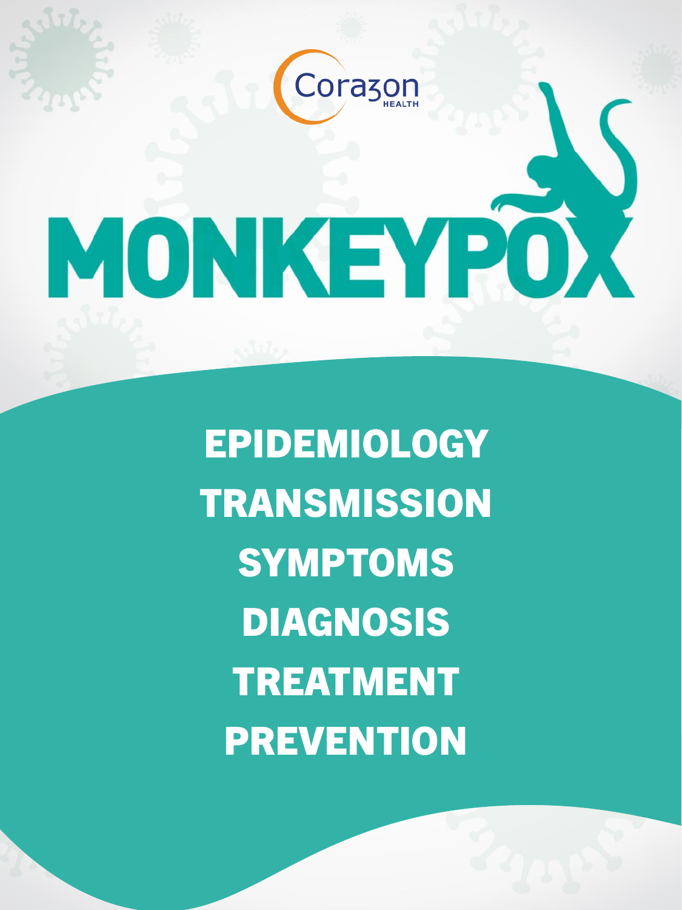Corazon HEALTH

# MONKEYPOX

EPIDEMIOLOGY

TRANSMISSION

SYMPTOMS

DIAGNOSIS

TREATMENT

PREVENTION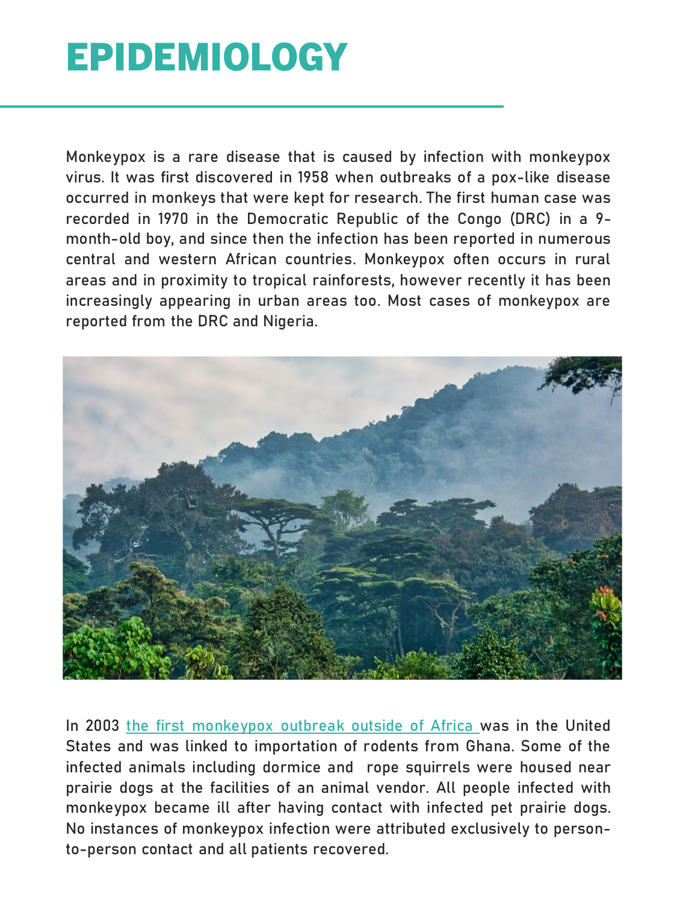# EPIDEMIOLOGY

Monkeypox is a rare disease that is caused by infection with monkeypox virus. It was first discovered in 1958 when outbreaks of a pox-like disease occurred in monkeys that were kept for research. The first human case was recorded in 1970 in the Democratic Republic of the Congo (DRC) in a 9-month-old boy, and since then the infection has been reported in numerous central and western African countries. Monkeypox often occurs in rural areas and in proximity to tropical rainforests, however recently it has been increasingly appearing in urban areas too. Most cases of monkeypox are reported from the DRC and Nigeria.

In 2003 the first monkeypox outbreak outside of Africa was in the United States and was linked to importation of rodents from Ghana. Some of the infected animals including dormice and rope squirrels were housed near prairie dogs at the facilities of an animal vendor. All people infected with monkeypox became ill after having contact with infected pet prairie dogs. No instances of monkeypox infection were attributed exclusively to person-to-person contact and all patients recovered.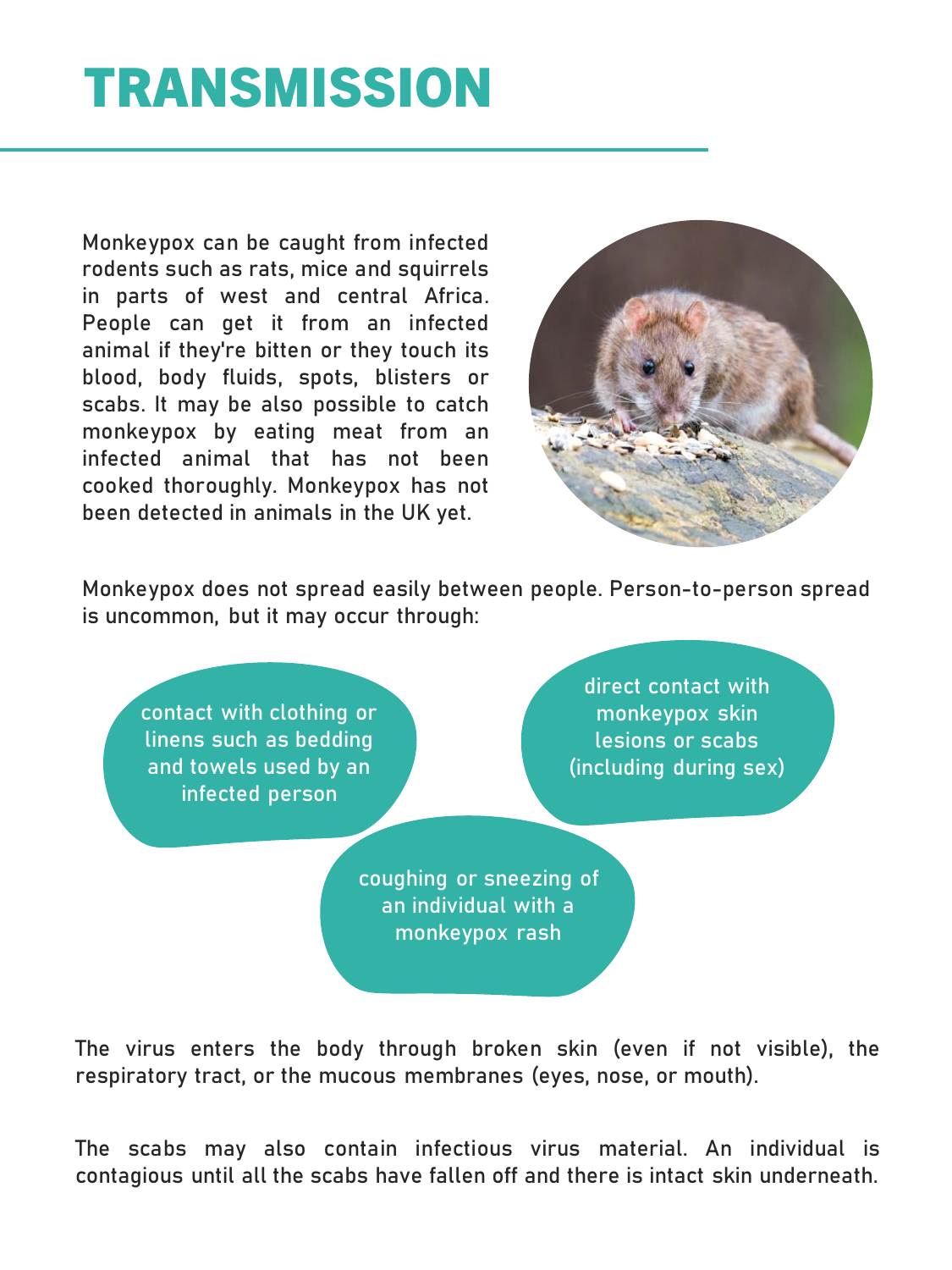# TRANSMISSION

Monkeypox can be caught from infected rodents such as rats, mice and squirrels in parts of west and central Africa. People can get it from an infected animal if they're bitten or they touch its blood, body fluids, spots, blisters or scabs. It may be also possible to catch monkeypox by eating meat from an infected animal that has not been cooked thoroughly. Monkeypox has not been detected in animals in the UK yet.

Monkeypox does not spread easily between people. Person-to-person spread is uncommon, but it may occur through:

- contact with clothing or linens such as bedding and towels used by an infected person
- direct contact with monkeypox skin lesions or scabs (including during sex)
- coughing or sneezing of an individual with a monkeypox rash

The virus enters the body through broken skin (even if not visible), the respiratory tract, or the mucous membranes (eyes, nose, or mouth).

The scabs may also contain infectious virus material. An individual is contagious until all the scabs have fallen off and there is intact skin underneath.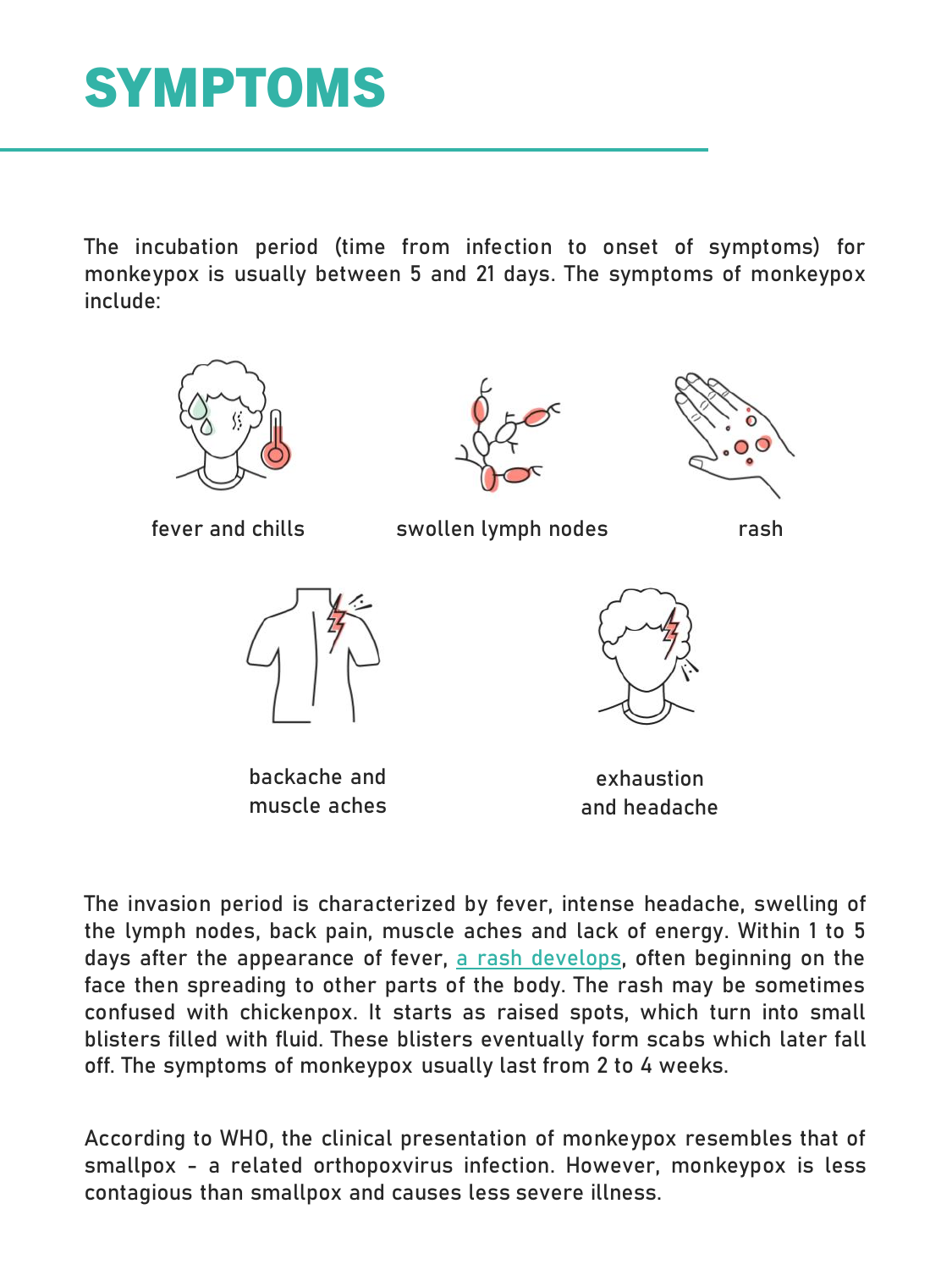# SYMPTOMS

The incubation period (time from infection to onset of symptoms) for monkeypox is usually between 5 and 21 days. The symptoms of monkeypox include:

fever and chills

swollen lymph nodes

rash

backache and muscle aches

exhaustion and headache

The invasion period is characterized by fever, intense headache, swelling of the lymph nodes, back pain, muscle aches and lack of energy. Within 1 to 5 days after the appearance of fever, a rash develops, often beginning on the face then spreading to other parts of the body. The rash may be sometimes confused with chickenpox. It starts as raised spots, which turn into small blisters filled with fluid. These blisters eventually form scabs which later fall off. The symptoms of monkeypox usually last from 2 to 4 weeks.

According to WHO, the clinical presentation of monkeypox resembles that of smallpox - a related orthopoxvirus infection. However, monkeypox is less contagious than smallpox and causes less severe illness.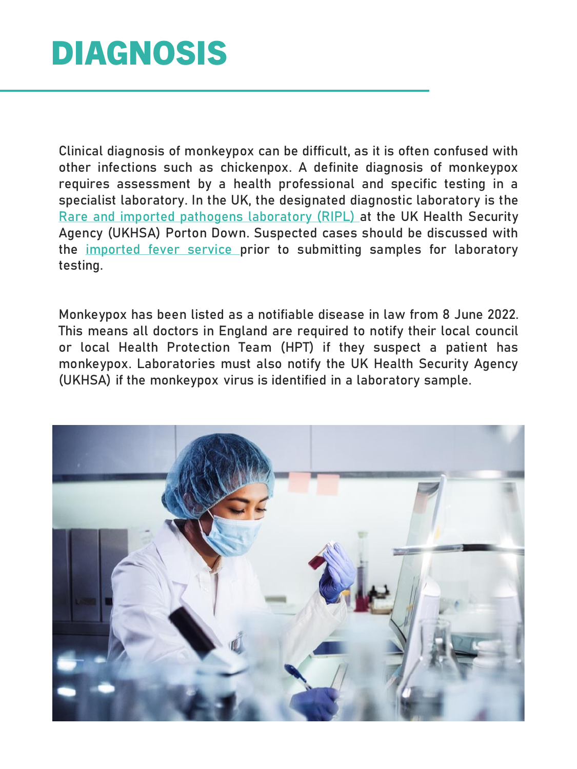# DIAGNOSIS

Clinical diagnosis of monkeypox can be difficult, as it is often confused with other infections such as chickenpox. A definite diagnosis of monkeypox requires assessment by a health professional and specific testing in a specialist laboratory. In the UK, the designated diagnostic laboratory is the Rare and imported pathogens laboratory (RIPL) at the UK Health Security Agency (UKHSA) Porton Down. Suspected cases should be discussed with the imported fever service prior to submitting samples for laboratory testing.

Monkeypox has been listed as a notifiable disease in law from 8 June 2022. This means all doctors in England are required to notify their local council or local Health Protection Team (HPT) if they suspect a patient has monkeypox. Laboratories must also notify the UK Health Security Agency (UKHSA) if the monkeypox virus is identified in a laboratory sample.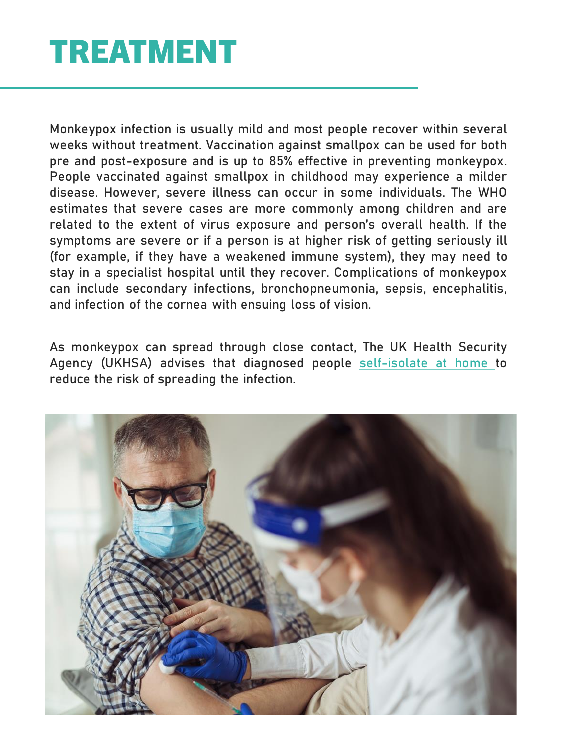# TREATMENT

Monkeypox infection is usually mild and most people recover within several weeks without treatment. Vaccination against smallpox can be used for both pre and post-exposure and is up to 85% effective in preventing monkeypox. People vaccinated against smallpox in childhood may experience a milder disease. However, severe illness can occur in some individuals. The WHO estimates that severe cases are more commonly among children and are related to the extent of virus exposure and person's overall health. If the symptoms are severe or if a person is at higher risk of getting seriously ill (for example, if they have a weakened immune system), they may need to stay in a specialist hospital until they recover. Complications of monkeypox can include secondary infections, bronchopneumonia, sepsis, encephalitis, and infection of the cornea with ensuing loss of vision.

As monkeypox can spread through close contact, The UK Health Security Agency (UKHSA) advises that diagnosed people self-isolate at home to reduce the risk of spreading the infection.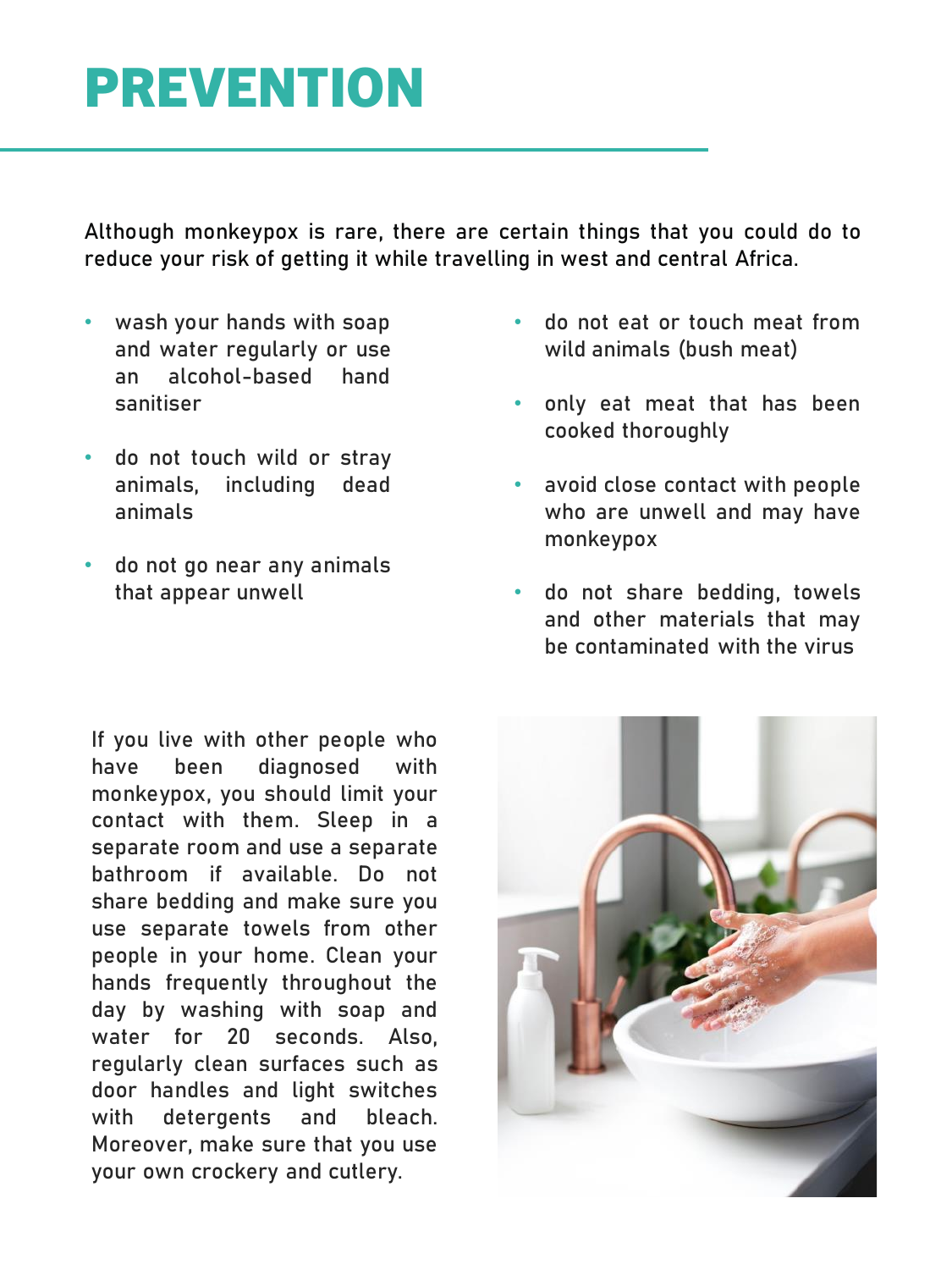# PREVENTION

Although monkeypox is rare, there are certain things that you could do to reduce your risk of getting it while travelling in west and central Africa.

- wash your hands with soap and water regularly or use an alcohol-based hand sanitiser
- do not touch wild or stray animals, including dead animals
- do not go near any animals that appear unwell
- do not eat or touch meat from wild animals (bush meat)
- only eat meat that has been cooked thoroughly
- avoid close contact with people who are unwell and may have monkeypox
- do not share bedding, towels and other materials that may be contaminated with the virus

If you live with other people who have been diagnosed with monkeypox, you should limit your contact with them. Sleep in a separate room and use a separate bathroom if available. Do not share bedding and make sure you use separate towels from other people in your home. Clean your hands frequently throughout the day by washing with soap and water for 20 seconds. Also, regularly clean surfaces such as door handles and light switches with detergents and bleach. Moreover, make sure that you use your own crockery and cutlery.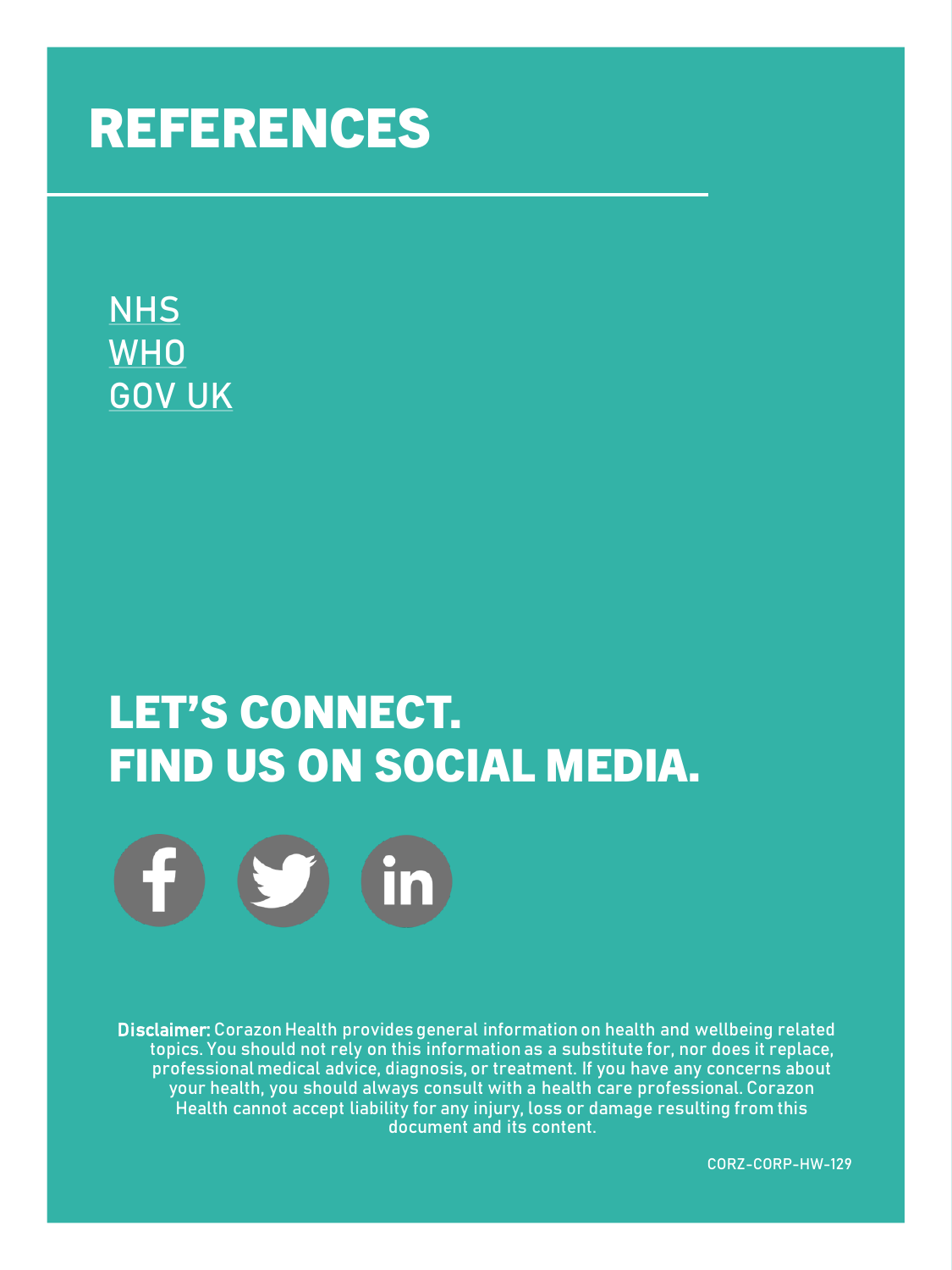# REFERENCES

NHS
WHO
GOV UK

## LET'S CONNECT. FIND US ON SOCIAL MEDIA.

**Disclaimer:** Corazon Health provides general information on health and wellbeing related topics. You should not rely on this information as a substitute for, nor does it replace, professional medical advice, diagnosis, or treatment. If you have any concerns about your health, you should always consult with a health care professional. Corazon Health cannot accept liability for any injury, loss or damage resulting from this document and its content.

CORZ-CORP-HW-129